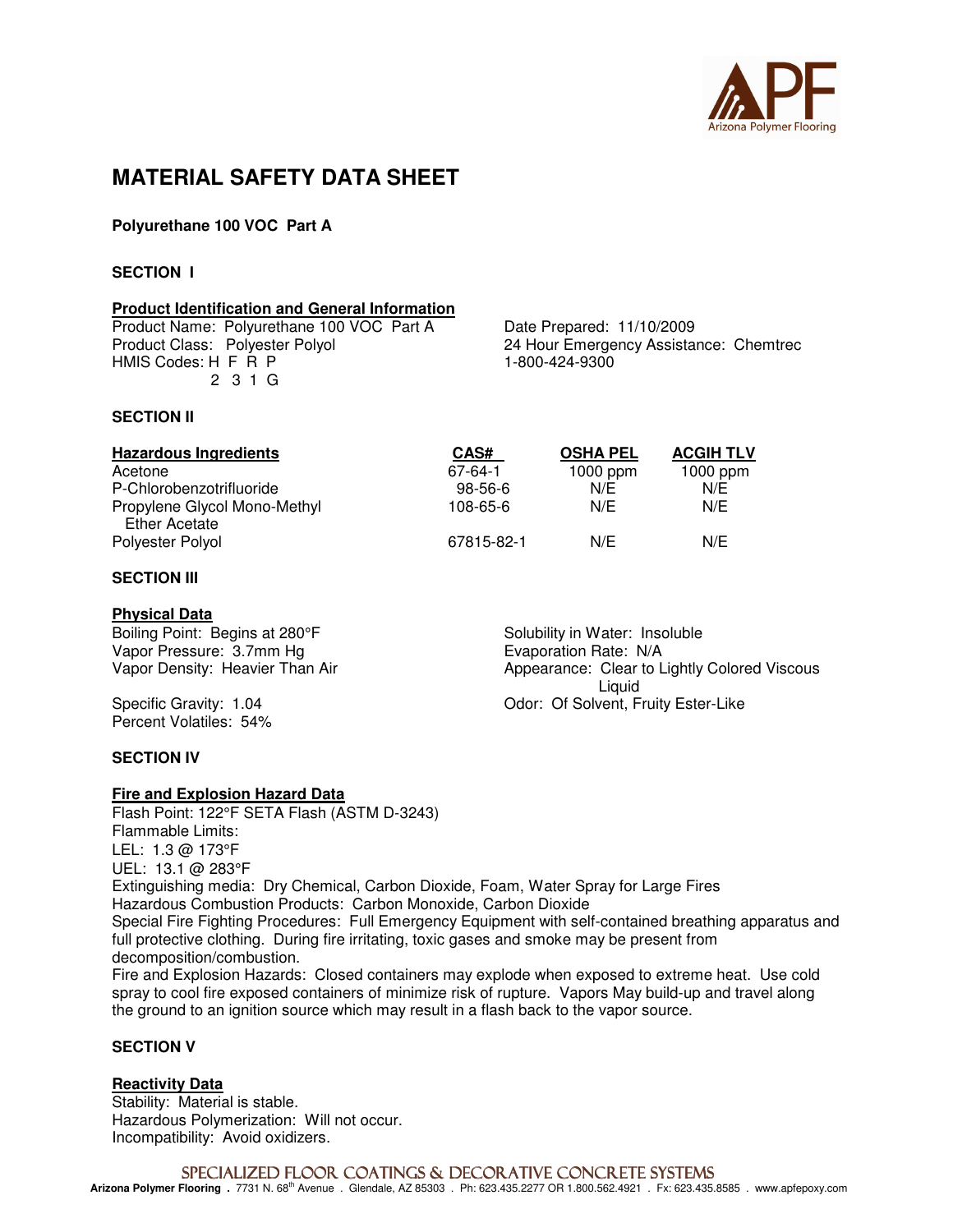# MATERIAL SAFETY DATA SHEET

**Polyurethane 100 VOC Part A**

## SECTION I

### Product Identification and General Information

Product Name: Polyurethane 100 VOC Part A
Product Class: Polyester Polyol
HMIS Codes: H F R P
2 3 1 G

Date Prepared: 11/10/2009
24 Hour Emergency Assistance: Chemtrec
1-800-424-9300

## SECTION II

| Hazardous Ingredients | CAS# | OSHA PEL | ACGIH TLV |
|---|---|---|---|
| Acetone | 67-64-1 | 1000 ppm | 1000 ppm |
| P-Chlorobenzotrifluoride | 98-56-6 | N/E | N/E |
| Propylene Glycol Mono-Methyl Ether Acetate | 108-65-6 | N/E | N/E |
| Polyester Polyol | 67815-82-1 | N/E | N/E |

## SECTION III

### Physical Data

Boiling Point: Begins at 280°F
Vapor Pressure: 3.7mm Hg
Vapor Density: Heavier Than Air

Specific Gravity: 1.04
Percent Volatiles: 54%

Solubility in Water: Insoluble
Evaporation Rate: N/A
Appearance: Clear to Lightly Colored Viscous Liquid
Odor: Of Solvent, Fruity Ester-Like

## SECTION IV

### Fire and Explosion Hazard Data

Flash Point: 122°F SETA Flash (ASTM D-3243)
Flammable Limits:
LEL: 1.3 @ 173°F
UEL: 13.1 @ 283°F
Extinguishing media: Dry Chemical, Carbon Dioxide, Foam, Water Spray for Large Fires
Hazardous Combustion Products: Carbon Monoxide, Carbon Dioxide
Special Fire Fighting Procedures: Full Emergency Equipment with self-contained breathing apparatus and full protective clothing. During fire irritating, toxic gases and smoke may be present from decomposition/combustion.
Fire and Explosion Hazards: Closed containers may explode when exposed to extreme heat. Use cold spray to cool fire exposed containers of minimize risk of rupture. Vapors May build-up and travel along the ground to an ignition source which may result in a flash back to the vapor source.

## SECTION V

### Reactivity Data

Stability: Material is stable.
Hazardous Polymerization: Will not occur.
Incompatibility: Avoid oxidizers.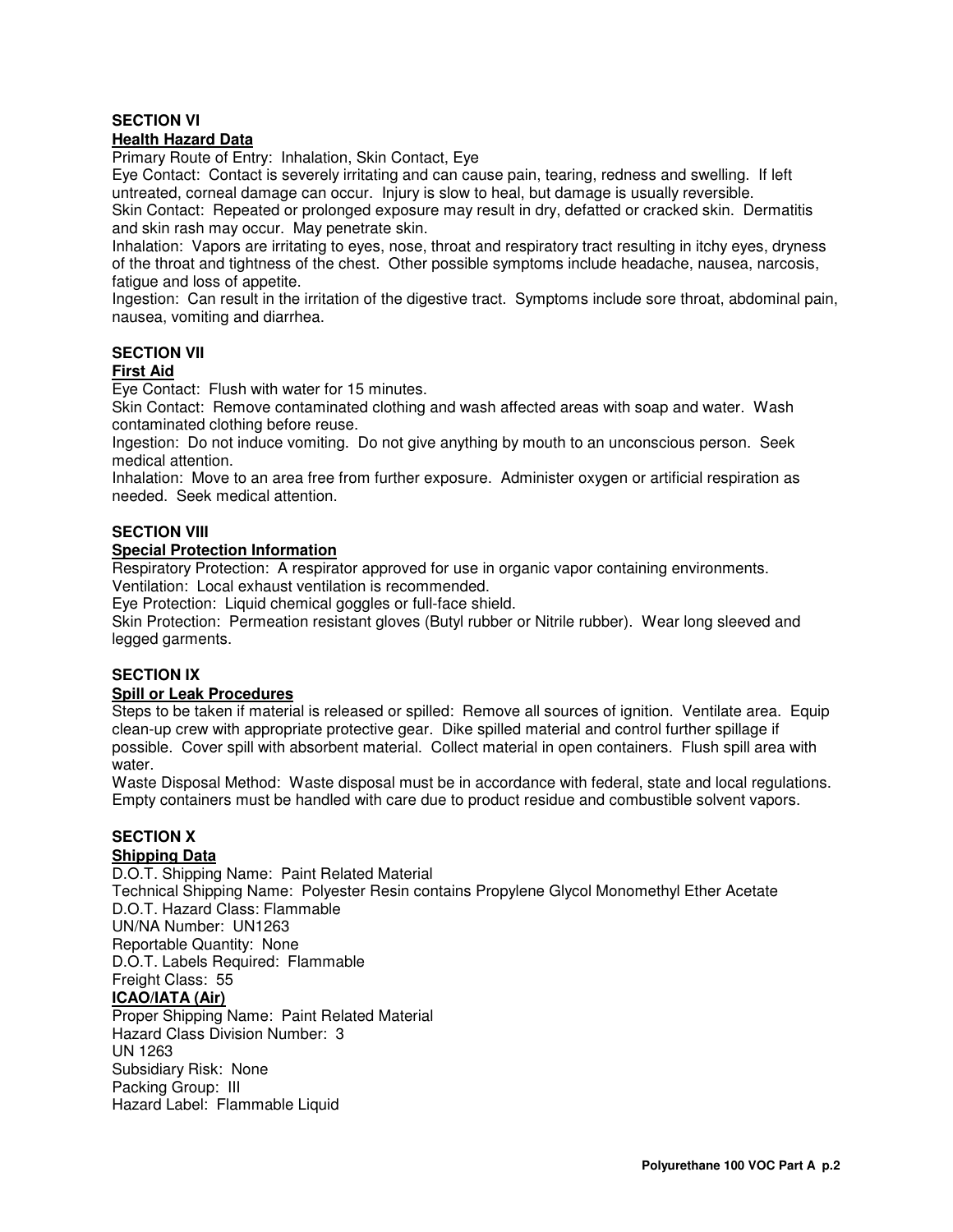**SECTION VI**

**Health Hazard Data**

Primary Route of Entry: Inhalation, Skin Contact, Eye

Eye Contact: Contact is severely irritating and can cause pain, tearing, redness and swelling. If left untreated, corneal damage can occur. Injury is slow to heal, but damage is usually reversible.

Skin Contact: Repeated or prolonged exposure may result in dry, defatted or cracked skin. Dermatitis and skin rash may occur. May penetrate skin.

Inhalation: Vapors are irritating to eyes, nose, throat and respiratory tract resulting in itchy eyes, dryness of the throat and tightness of the chest. Other possible symptoms include headache, nausea, narcosis, fatigue and loss of appetite.

Ingestion: Can result in the irritation of the digestive tract. Symptoms include sore throat, abdominal pain, nausea, vomiting and diarrhea.

**SECTION VII**

**First Aid**

Eye Contact: Flush with water for 15 minutes.

Skin Contact: Remove contaminated clothing and wash affected areas with soap and water. Wash contaminated clothing before reuse.

Ingestion: Do not induce vomiting. Do not give anything by mouth to an unconscious person. Seek medical attention.

Inhalation: Move to an area free from further exposure. Administer oxygen or artificial respiration as needed. Seek medical attention.

**SECTION VIII**

**Special Protection Information**

Respiratory Protection: A respirator approved for use in organic vapor containing environments.

Ventilation: Local exhaust ventilation is recommended.

Eye Protection: Liquid chemical goggles or full-face shield.

Skin Protection: Permeation resistant gloves (Butyl rubber or Nitrile rubber). Wear long sleeved and legged garments.

**SECTION IX**

**Spill or Leak Procedures**

Steps to be taken if material is released or spilled: Remove all sources of ignition. Ventilate area. Equip clean-up crew with appropriate protective gear. Dike spilled material and control further spillage if possible. Cover spill with absorbent material. Collect material in open containers. Flush spill area with water.

Waste Disposal Method: Waste disposal must be in accordance with federal, state and local regulations. Empty containers must be handled with care due to product residue and combustible solvent vapors.

**SECTION X**

**Shipping Data**

D.O.T. Shipping Name: Paint Related Material

Technical Shipping Name: Polyester Resin contains Propylene Glycol Monomethyl Ether Acetate

D.O.T. Hazard Class: Flammable

UN/NA Number: UN1263

Reportable Quantity: None

D.O.T. Labels Required: Flammable

Freight Class: 55

**ICAO/IATA (Air)**

Proper Shipping Name: Paint Related Material

Hazard Class Division Number: 3

UN 1263

Subsidiary Risk: None

Packing Group: III

Hazard Label: Flammable Liquid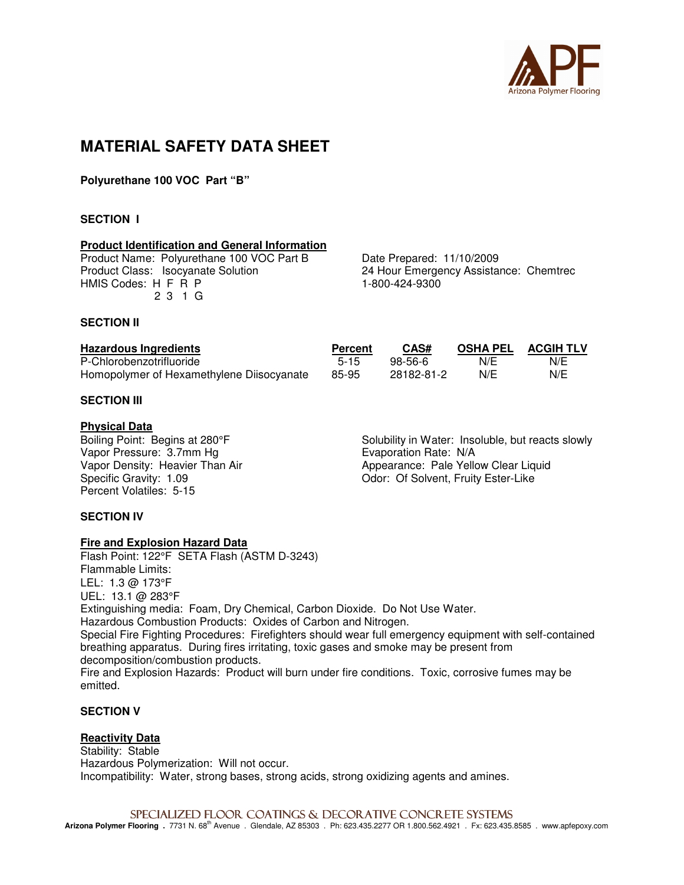# MATERIAL SAFETY DATA SHEET

**Polyurethane 100 VOC Part "B"**

**SECTION I**

**Product Identification and General Information**

Product Name: Polyurethane 100 VOC Part B
Product Class: Isocyanate Solution
HMIS Codes: H F R P
2 3 1 G

Date Prepared: 11/10/2009
24 Hour Emergency Assistance: Chemtrec
1-800-424-9300

**SECTION II**

| Hazardous Ingredients | Percent | CAS# | OSHA PEL | ACGIH TLV |
|---|---|---|---|---|
| P-Chlorobenzotrifluoride | 5-15 | 98-56-6 | N/E | N/E |
| Homopolymer of Hexamethylene Diisocyanate | 85-95 | 28182-81-2 | N/E | N/E |

**SECTION III**

**Physical Data**

Boiling Point: Begins at 280°F
Vapor Pressure: 3.7mm Hg
Vapor Density: Heavier Than Air
Specific Gravity: 1.09
Percent Volatiles: 5-15

Solubility in Water: Insoluble, but reacts slowly
Evaporation Rate: N/A
Appearance: Pale Yellow Clear Liquid
Odor: Of Solvent, Fruity Ester-Like

**SECTION IV**

**Fire and Explosion Hazard Data**

Flash Point: 122°F SETA Flash (ASTM D-3243)
Flammable Limits:
LEL: 1.3 @ 173°F
UEL: 13.1 @ 283°F
Extinguishing media: Foam, Dry Chemical, Carbon Dioxide. Do Not Use Water.
Hazardous Combustion Products: Oxides of Carbon and Nitrogen.
Special Fire Fighting Procedures: Firefighters should wear full emergency equipment with self-contained breathing apparatus. During fires irritating, toxic gases and smoke may be present from decomposition/combustion products.
Fire and Explosion Hazards: Product will burn under fire conditions. Toxic, corrosive fumes may be emitted.

**SECTION V**

**Reactivity Data**

Stability: Stable
Hazardous Polymerization: Will not occur.
Incompatibility: Water, strong bases, strong acids, strong oxidizing agents and amines.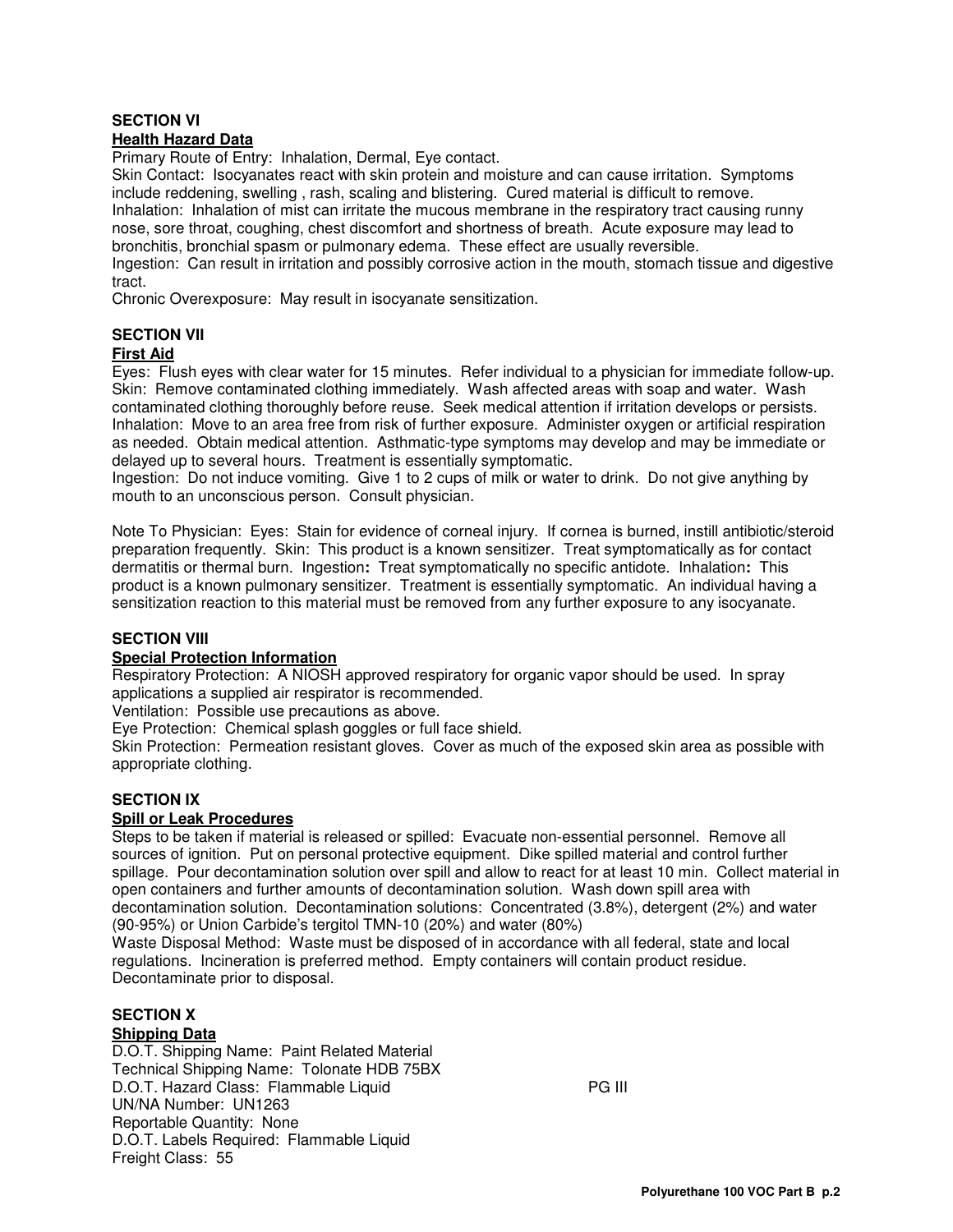## SECTION VI

### Health Hazard Data

Primary Route of Entry: Inhalation, Dermal, Eye contact.
Skin Contact: Isocyanates react with skin protein and moisture and can cause irritation. Symptoms include reddening, swelling , rash, scaling and blistering. Cured material is difficult to remove.
Inhalation: Inhalation of mist can irritate the mucous membrane in the respiratory tract causing runny nose, sore throat, coughing, chest discomfort and shortness of breath. Acute exposure may lead to bronchitis, bronchial spasm or pulmonary edema. These effect are usually reversible.
Ingestion: Can result in irritation and possibly corrosive action in the mouth, stomach tissue and digestive tract.
Chronic Overexposure: May result in isocyanate sensitization.

## SECTION VII

### First Aid

Eyes: Flush eyes with clear water for 15 minutes. Refer individual to a physician for immediate follow-up.
Skin: Remove contaminated clothing immediately. Wash affected areas with soap and water. Wash contaminated clothing thoroughly before reuse. Seek medical attention if irritation develops or persists.
Inhalation: Move to an area free from risk of further exposure. Administer oxygen or artificial respiration as needed. Obtain medical attention. Asthmatic-type symptoms may develop and may be immediate or delayed up to several hours. Treatment is essentially symptomatic.
Ingestion: Do not induce vomiting. Give 1 to 2 cups of milk or water to drink. Do not give anything by mouth to an unconscious person. Consult physician.

Note To Physician: Eyes: Stain for evidence of corneal injury. If cornea is burned, instill antibiotic/steroid preparation frequently. Skin: This product is a known sensitizer. Treat symptomatically as for contact dermatitis or thermal burn. Ingestion**:** Treat symptomatically no specific antidote. Inhalation**:** This product is a known pulmonary sensitizer. Treatment is essentially symptomatic. An individual having a sensitization reaction to this material must be removed from any further exposure to any isocyanate.

## SECTION VIII

### Special Protection Information

Respiratory Protection: A NIOSH approved respiratory for organic vapor should be used. In spray applications a supplied air respirator is recommended.
Ventilation: Possible use precautions as above.
Eye Protection: Chemical splash goggles or full face shield.
Skin Protection: Permeation resistant gloves. Cover as much of the exposed skin area as possible with appropriate clothing.

## SECTION IX

### Spill or Leak Procedures

Steps to be taken if material is released or spilled: Evacuate non-essential personnel. Remove all sources of ignition. Put on personal protective equipment. Dike spilled material and control further spillage. Pour decontamination solution over spill and allow to react for at least 10 min. Collect material in open containers and further amounts of decontamination solution. Wash down spill area with decontamination solution. Decontamination solutions: Concentrated (3.8%), detergent (2%) and water (90-95%) or Union Carbide's tergitol TMN-10 (20%) and water (80%)
Waste Disposal Method: Waste must be disposed of in accordance with all federal, state and local regulations. Incineration is preferred method. Empty containers will contain product residue. Decontaminate prior to disposal.

## SECTION X

### Shipping Data

D.O.T. Shipping Name: Paint Related Material
Technical Shipping Name: Tolonate HDB 75BX
D.O.T. Hazard Class: Flammable Liquid PG III
UN/NA Number: UN1263
Reportable Quantity: None
D.O.T. Labels Required: Flammable Liquid
Freight Class: 55